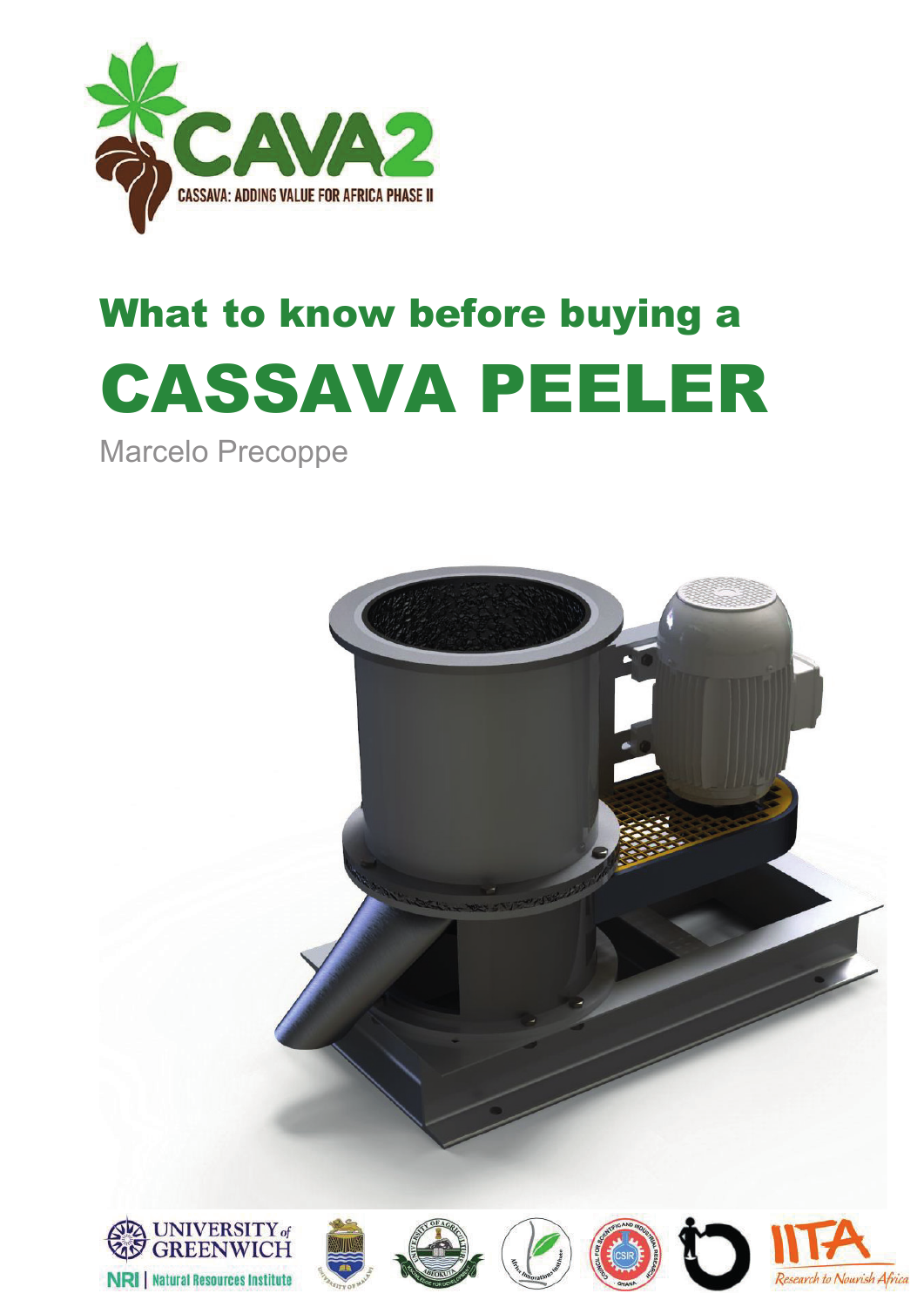CAVA2

CASSAVA: ADDING VALUE FOR AFRICA PHASE II

# What to know before buying a CASSAVA PEELER

Marcelo Precoppe

UNIVERSITY of GREENWICH

NRI | Natural Resources Institute

IITA

Research to Nourish Africa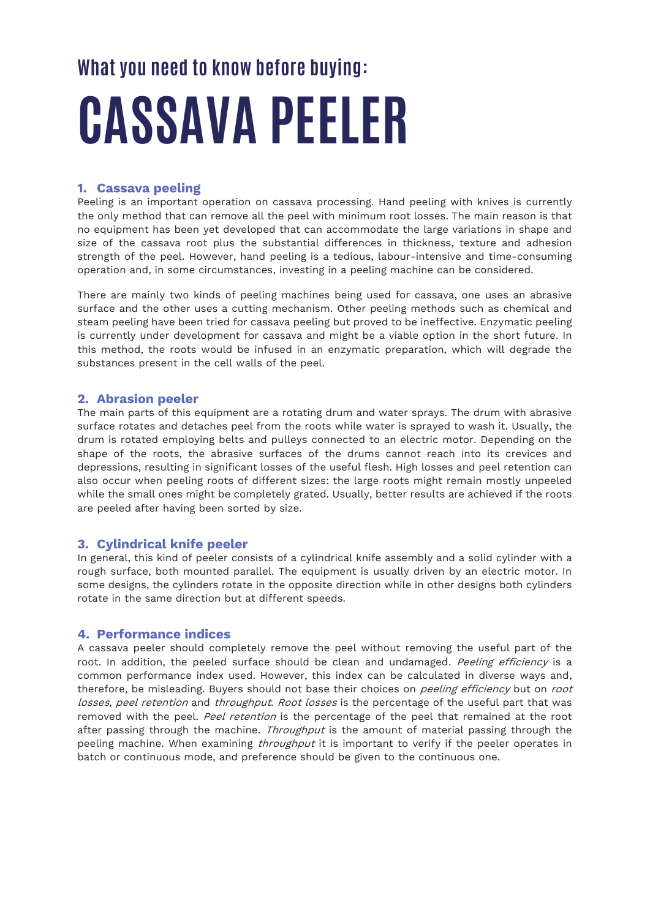## What you need to know before buying:

# CASSAVA PEELER

### 1. Cassava peeling

Peeling is an important operation on cassava processing. Hand peeling with knives is currently the only method that can remove all the peel with minimum root losses. The main reason is that no equipment has been yet developed that can accommodate the large variations in shape and size of the cassava root plus the substantial differences in thickness, texture and adhesion strength of the peel. However, hand peeling is a tedious, labour-intensive and time-consuming operation and, in some circumstances, investing in a peeling machine can be considered.

There are mainly two kinds of peeling machines being used for cassava, one uses an abrasive surface and the other uses a cutting mechanism. Other peeling methods such as chemical and steam peeling have been tried for cassava peeling but proved to be ineffective. Enzymatic peeling is currently under development for cassava and might be a viable option in the short future. In this method, the roots would be infused in an enzymatic preparation, which will degrade the substances present in the cell walls of the peel.

### 2. Abrasion peeler

The main parts of this equipment are a rotating drum and water sprays. The drum with abrasive surface rotates and detaches peel from the roots while water is sprayed to wash it. Usually, the drum is rotated employing belts and pulleys connected to an electric motor. Depending on the shape of the roots, the abrasive surfaces of the drums cannot reach into its crevices and depressions, resulting in significant losses of the useful flesh. High losses and peel retention can also occur when peeling roots of different sizes: the large roots might remain mostly unpeeled while the small ones might be completely grated. Usually, better results are achieved if the roots are peeled after having been sorted by size.

### 3. Cylindrical knife peeler

In general, this kind of peeler consists of a cylindrical knife assembly and a solid cylinder with a rough surface, both mounted parallel. The equipment is usually driven by an electric motor. In some designs, the cylinders rotate in the opposite direction while in other designs both cylinders rotate in the same direction but at different speeds.

### 4. Performance indices

A cassava peeler should completely remove the peel without removing the useful part of the root. In addition, the peeled surface should be clean and undamaged. *Peeling efficiency* is a common performance index used. However, this index can be calculated in diverse ways and, therefore, be misleading. Buyers should not base their choices on *peeling efficiency* but on *root losses*, *peel retention* and *throughput*. *Root losses* is the percentage of the useful part that was removed with the peel. *Peel retention* is the percentage of the peel that remained at the root after passing through the machine. *Throughput* is the amount of material passing through the peeling machine. When examining *throughput* it is important to verify if the peeler operates in batch or continuous mode, and preference should be given to the continuous one.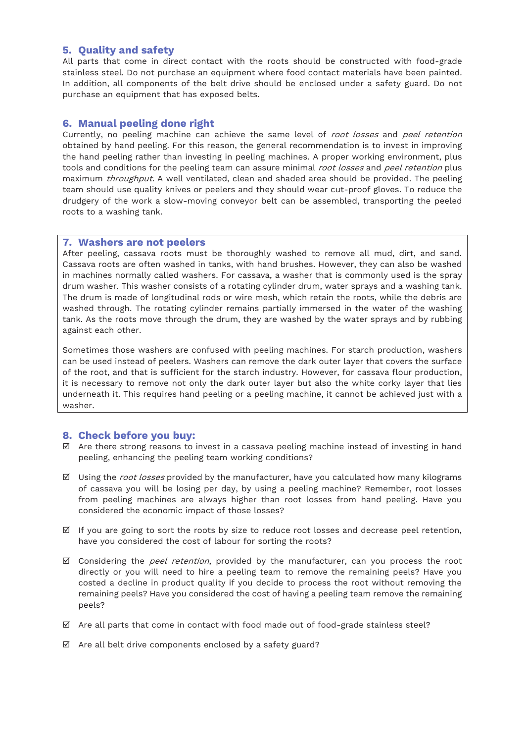## 5. Quality and safety

All parts that come in direct contact with the roots should be constructed with food-grade stainless steel. Do not purchase an equipment where food contact materials have been painted. In addition, all components of the belt drive should be enclosed under a safety guard. Do not purchase an equipment that has exposed belts.

## 6. Manual peeling done right

Currently, no peeling machine can achieve the same level of *root losses* and *peel retention* obtained by hand peeling. For this reason, the general recommendation is to invest in improving the hand peeling rather than investing in peeling machines. A proper working environment, plus tools and conditions for the peeling team can assure minimal *root losses* and *peel retention* plus maximum *throughput.* A well ventilated, clean and shaded area should be provided. The peeling team should use quality knives or peelers and they should wear cut-proof gloves. To reduce the drudgery of the work a slow-moving conveyor belt can be assembled, transporting the peeled roots to a washing tank.

## 7. Washers are not peelers

After peeling, cassava roots must be thoroughly washed to remove all mud, dirt, and sand. Cassava roots are often washed in tanks, with hand brushes. However, they can also be washed in machines normally called washers. For cassava, a washer that is commonly used is the spray drum washer. This washer consists of a rotating cylinder drum, water sprays and a washing tank. The drum is made of longitudinal rods or wire mesh, which retain the roots, while the debris are washed through. The rotating cylinder remains partially immersed in the water of the washing tank. As the roots move through the drum, they are washed by the water sprays and by rubbing against each other.

Sometimes those washers are confused with peeling machines. For starch production, washers can be used instead of peelers. Washers can remove the dark outer layer that covers the surface of the root, and that is sufficient for the starch industry. However, for cassava flour production, it is necessary to remove not only the dark outer layer but also the white corky layer that lies underneath it. This requires hand peeling or a peeling machine, it cannot be achieved just with a washer.

## 8. Check before you buy:

- ☑ Are there strong reasons to invest in a cassava peeling machine instead of investing in hand peeling, enhancing the peeling team working conditions?
- ☑ Using the *root losses* provided by the manufacturer, have you calculated how many kilograms of cassava you will be losing per day, by using a peeling machine? Remember, root losses from peeling machines are always higher than root losses from hand peeling. Have you considered the economic impact of those losses?
- ☑ If you are going to sort the roots by size to reduce root losses and decrease peel retention, have you considered the cost of labour for sorting the roots?
- ☑ Considering the *peel retention*, provided by the manufacturer, can you process the root directly or you will need to hire a peeling team to remove the remaining peels? Have you costed a decline in product quality if you decide to process the root without removing the remaining peels? Have you considered the cost of having a peeling team remove the remaining peels?
- ☑ Are all parts that come in contact with food made out of food-grade stainless steel?
- ☑ Are all belt drive components enclosed by a safety guard?